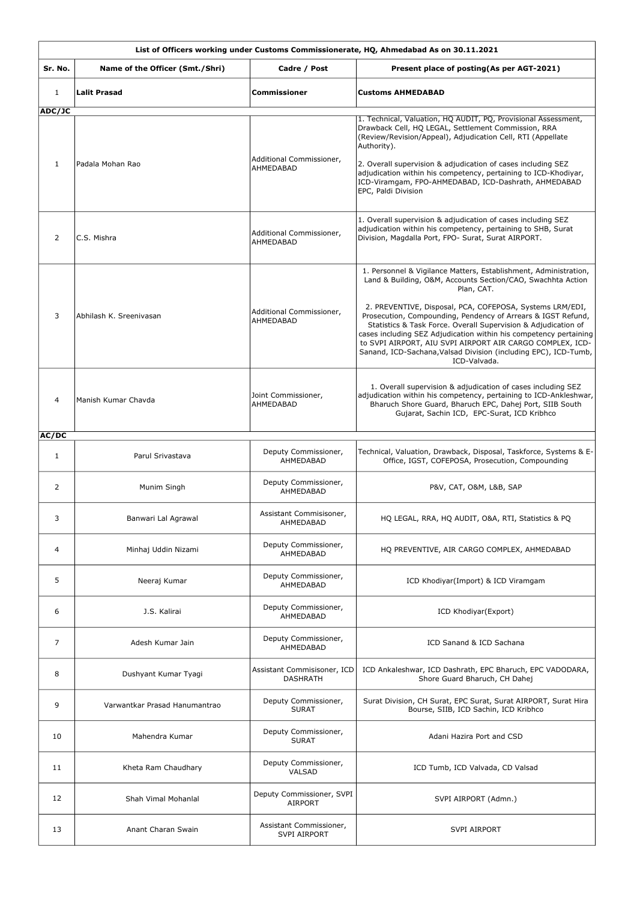| List of Officers working under Customs Commissionerate, HQ, Ahmedabad As on 30.11.2021 | | | |
|---|---|---|---|
| **Sr. No.** | **Name of the Officer (Smt./Shri)** | **Cadre / Post** | **Present place of posting(As per AGT-2021)** |
| 1 | **Lalit Prasad** | **Commissioner** | **Customs AHMEDABAD** |
| **ADC/JC** | | | |
| 1 | Padala Mohan Rao | Additional Commissioner, AHMEDABAD | 1. Technical, Valuation, HQ AUDIT, PQ, Provisional Assessment, Drawback Cell, HQ LEGAL, Settlement Commission, RRA (Review/Revision/Appeal), Adjudication Cell, RTI (Appellate Authority).<br><br>2. Overall supervision & adjudication of cases including SEZ adjudication within his competency, pertaining to ICD-Khodiyar, ICD-Viramgam, FPO-AHMEDABAD, ICD-Dashrath, AHMEDABAD EPC, Paldi Division |
| 2 | C.S. Mishra | Additional Commissioner, AHMEDABAD | 1. Overall supervision & adjudication of cases including SEZ adjudication within his competency, pertaining to SHB, Surat Division, Magdalla Port, FPO- Surat, Surat AIRPORT. |
| 3 | Abhilash K. Sreenivasan | Additional Commissioner, AHMEDABAD | 1. Personnel & Vigilance Matters, Establishment, Administration, Land & Building, O&M, Accounts Section/CAO, Swachhta Action Plan, CAT.<br><br>2. PREVENTIVE, Disposal, PCA, COFEPOSA, Systems LRM/EDI, Prosecution, Compounding, Pendency of Arrears & IGST Refund, Statistics & Task Force. Overall Supervision & Adjudication of cases including SEZ Adjudication within his competency pertaining to SVPI AIRPORT, AIU SVPI AIRPORT AIR CARGO COMPLEX, ICD-Sanand, ICD-Sachana,Valsad Division (including EPC), ICD-Tumb, ICD-Valvada. |
| 4 | Manish Kumar Chavda | Joint Commissioner, AHMEDABAD | 1. Overall supervision & adjudication of cases including SEZ adjudication within his competency, pertaining to ICD-Ankleshwar, Bharuch Shore Guard, Bharuch EPC, Dahej Port, SIIB South Gujarat, Sachin ICD, EPC-Surat, ICD Kribhco |
| **AC/DC** | | | |
| 1 | Parul Srivastava | Deputy Commissioner, AHMEDABAD | Technical, Valuation, Drawback, Disposal, Taskforce, Systems & E-Office, IGST, COFEPOSA, Prosecution, Compounding |
| 2 | Munim Singh | Deputy Commissioner, AHMEDABAD | P&V, CAT, O&M, L&B, SAP |
| 3 | Banwari Lal Agrawal | Assistant Commisisoner, AHMEDABAD | HQ LEGAL, RRA, HQ AUDIT, O&A, RTI, Statistics & PQ |
| 4 | Minhaj Uddin Nizami | Deputy Commissioner, AHMEDABAD | HQ PREVENTIVE, AIR CARGO COMPLEX, AHMEDABAD |
| 5 | Neeraj Kumar | Deputy Commissioner, AHMEDABAD | ICD Khodiyar(Import) & ICD Viramgam |
| 6 | J.S. Kalirai | Deputy Commissioner, AHMEDABAD | ICD Khodiyar(Export) |
| 7 | Adesh Kumar Jain | Deputy Commissioner, AHMEDABAD | ICD Sanand & ICD Sachana |
| 8 | Dushyant Kumar Tyagi | Assistant Commisisoner, ICD DASHRATH | ICD Ankaleshwar, ICD Dashrath, EPC Bharuch, EPC VADODARA, Shore Guard Bharuch, CH Dahej |
| 9 | Varwantkar Prasad Hanumantrao | Deputy Commissioner, SURAT | Surat Division, CH Surat, EPC Surat, Surat AIRPORT, Surat Hira Bourse, SIIB, ICD Sachin, ICD Kribhco |
| 10 | Mahendra Kumar | Deputy Commissioner, SURAT | Adani Hazira Port and CSD |
| 11 | Kheta Ram Chaudhary | Deputy Commissioner, VALSAD | ICD Tumb, ICD Valvada, CD Valsad |
| 12 | Shah Vimal Mohanlal | Deputy Commissioner, SVPI AIRPORT | SVPI AIRPORT (Admn.) |
| 13 | Anant Charan Swain | Assistant Commissioner, SVPI AIRPORT | SVPI AIRPORT |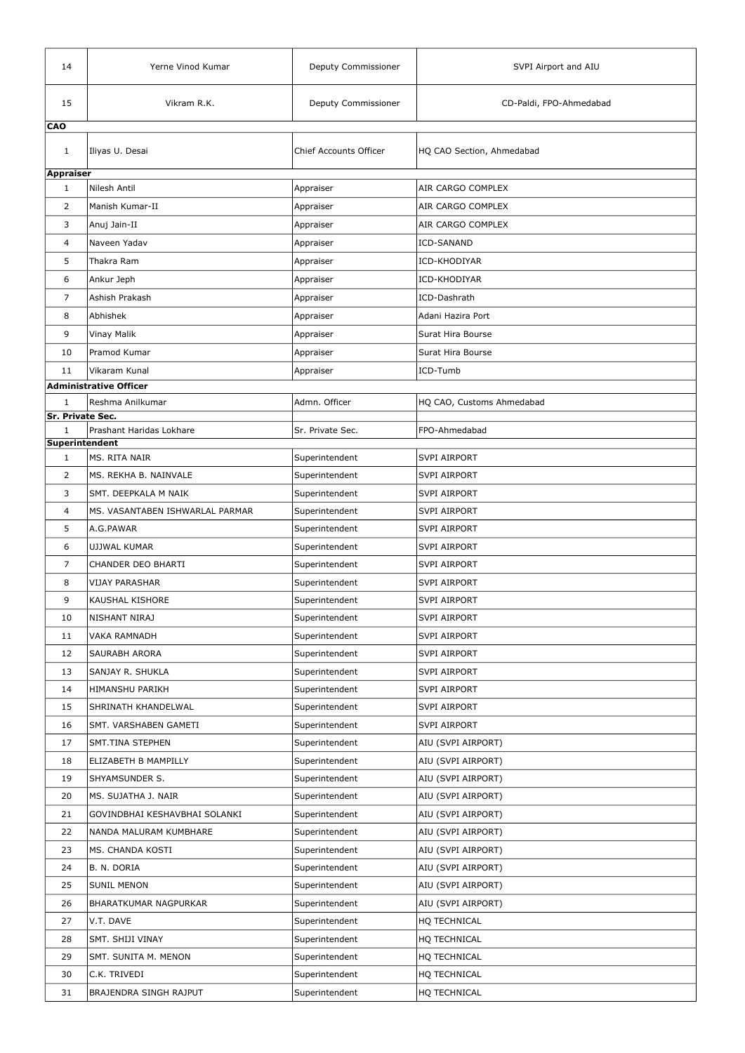| | | | |
|---|---|---|---|
| 14 | Yerne Vinod Kumar | Deputy Commissioner | SVPI Airport and AIU |
| 15 | Vikram R.K. | Deputy Commissioner | CD-Paldi, FPO-Ahmedabad |
| **CAO** | | | |
| 1 | Iliyas U. Desai | Chief Accounts Officer | HQ CAO Section, Ahmedabad |
| **Appraiser** | | | |
| 1 | Nilesh Antil | Appraiser | AIR CARGO COMPLEX |
| 2 | Manish Kumar-II | Appraiser | AIR CARGO COMPLEX |
| 3 | Anuj Jain-II | Appraiser | AIR CARGO COMPLEX |
| 4 | Naveen Yadav | Appraiser | ICD-SANAND |
| 5 | Thakra Ram | Appraiser | ICD-KHODIYAR |
| 6 | Ankur Jeph | Appraiser | ICD-KHODIYAR |
| 7 | Ashish Prakash | Appraiser | ICD-Dashrath |
| 8 | Abhishek | Appraiser | Adani Hazira Port |
| 9 | Vinay Malik | Appraiser | Surat Hira Bourse |
| 10 | Pramod Kumar | Appraiser | Surat Hira Bourse |
| 11 | Vikaram Kunal | Appraiser | ICD-Tumb |
| **Administrative Officer** | | | |
| 1 | Reshma Anilkumar | Admn. Officer | HQ CAO, Customs Ahmedabad |
| **Sr. Private Sec.** | | | |
| 1 | Prashant Haridas Lokhare | Sr. Private Sec. | FPO-Ahmedabad |
| **Superintendent** | | | |
| 1 | MS. RITA NAIR | Superintendent | SVPI AIRPORT |
| 2 | MS. REKHA B. NAINVALE | Superintendent | SVPI AIRPORT |
| 3 | SMT. DEEPKALA M NAIK | Superintendent | SVPI AIRPORT |
| 4 | MS. VASANTABEN ISHWARLAL PARMAR | Superintendent | SVPI AIRPORT |
| 5 | A.G.PAWAR | Superintendent | SVPI AIRPORT |
| 6 | UJJWAL KUMAR | Superintendent | SVPI AIRPORT |
| 7 | CHANDER DEO BHARTI | Superintendent | SVPI AIRPORT |
| 8 | VIJAY PARASHAR | Superintendent | SVPI AIRPORT |
| 9 | KAUSHAL KISHORE | Superintendent | SVPI AIRPORT |
| 10 | NISHANT NIRAJ | Superintendent | SVPI AIRPORT |
| 11 | VAKA RAMNADH | Superintendent | SVPI AIRPORT |
| 12 | SAURABH ARORA | Superintendent | SVPI AIRPORT |
| 13 | SANJAY R. SHUKLA | Superintendent | SVPI AIRPORT |
| 14 | HIMANSHU PARIKH | Superintendent | SVPI AIRPORT |
| 15 | SHRINATH KHANDELWAL | Superintendent | SVPI AIRPORT |
| 16 | SMT. VARSHABEN GAMETI | Superintendent | SVPI AIRPORT |
| 17 | SMT.TINA STEPHEN | Superintendent | AIU (SVPI AIRPORT) |
| 18 | ELIZABETH B MAMPILLY | Superintendent | AIU (SVPI AIRPORT) |
| 19 | SHYAMSUNDER S. | Superintendent | AIU (SVPI AIRPORT) |
| 20 | MS. SUJATHA J. NAIR | Superintendent | AIU (SVPI AIRPORT) |
| 21 | GOVINDBHAI KESHAVBHAI SOLANKI | Superintendent | AIU (SVPI AIRPORT) |
| 22 | NANDA MALURAM KUMBHARE | Superintendent | AIU (SVPI AIRPORT) |
| 23 | MS. CHANDA KOSTI | Superintendent | AIU (SVPI AIRPORT) |
| 24 | B. N. DORIA | Superintendent | AIU (SVPI AIRPORT) |
| 25 | SUNIL MENON | Superintendent | AIU (SVPI AIRPORT) |
| 26 | BHARATKUMAR NAGPURKAR | Superintendent | AIU (SVPI AIRPORT) |
| 27 | V.T. DAVE | Superintendent | HQ TECHNICAL |
| 28 | SMT. SHIJI VINAY | Superintendent | HQ TECHNICAL |
| 29 | SMT. SUNITA M. MENON | Superintendent | HQ TECHNICAL |
| 30 | C.K. TRIVEDI | Superintendent | HQ TECHNICAL |
| 31 | BRAJENDRA SINGH RAJPUT | Superintendent | HQ TECHNICAL |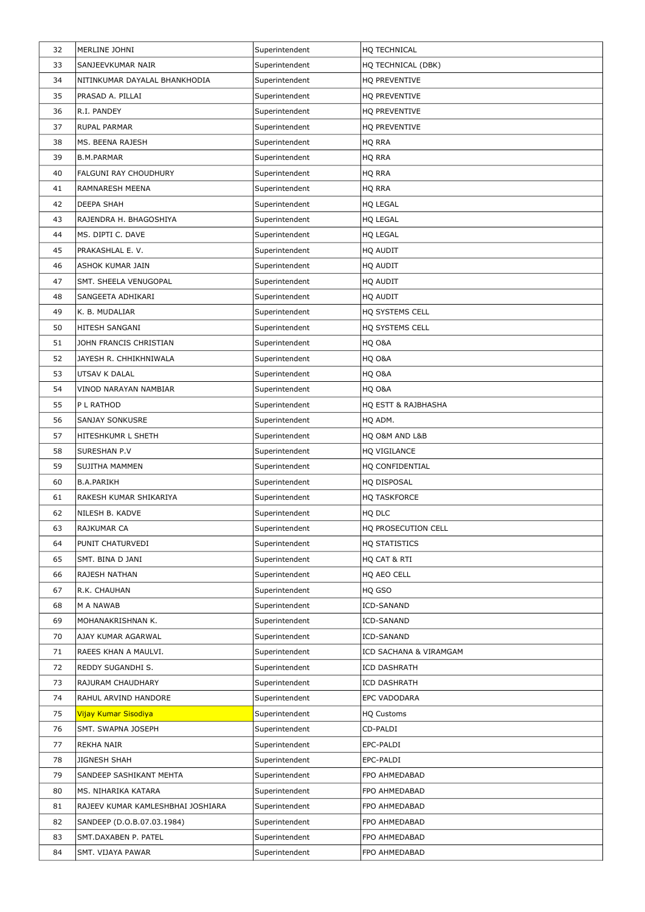| 32 | MERLINE JOHNI | Superintendent | HQ TECHNICAL |
|---|---|---|---|
| 33 | SANJEEVKUMAR NAIR | Superintendent | HQ TECHNICAL (DBK) |
| 34 | NITINKUMAR DAYALAL BHANKHODIA | Superintendent | HQ PREVENTIVE |
| 35 | PRASAD A. PILLAI | Superintendent | HQ PREVENTIVE |
| 36 | R.I. PANDEY | Superintendent | HQ PREVENTIVE |
| 37 | RUPAL PARMAR | Superintendent | HQ PREVENTIVE |
| 38 | MS. BEENA RAJESH | Superintendent | HQ RRA |
| 39 | B.M.PARMAR | Superintendent | HQ RRA |
| 40 | FALGUNI RAY CHOUDHURY | Superintendent | HQ RRA |
| 41 | RAMNARESH MEENA | Superintendent | HQ RRA |
| 42 | DEEPA SHAH | Superintendent | HQ LEGAL |
| 43 | RAJENDRA H. BHAGOSHIYA | Superintendent | HQ LEGAL |
| 44 | MS. DIPTI C. DAVE | Superintendent | HQ LEGAL |
| 45 | PRAKASHLAL E. V. | Superintendent | HQ AUDIT |
| 46 | ASHOK KUMAR JAIN | Superintendent | HQ AUDIT |
| 47 | SMT. SHEELA VENUGOPAL | Superintendent | HQ AUDIT |
| 48 | SANGEETA ADHIKARI | Superintendent | HQ AUDIT |
| 49 | K. B. MUDALIAR | Superintendent | HQ SYSTEMS CELL |
| 50 | HITESH SANGANI | Superintendent | HQ SYSTEMS CELL |
| 51 | JOHN FRANCIS CHRISTIAN | Superintendent | HQ O&A |
| 52 | JAYESH R. CHHIKHNIWALA | Superintendent | HQ O&A |
| 53 | UTSAV K DALAL | Superintendent | HQ O&A |
| 54 | VINOD NARAYAN NAMBIAR | Superintendent | HQ O&A |
| 55 | P L RATHOD | Superintendent | HQ ESTT & RAJBHASHA |
| 56 | SANJAY SONKUSRE | Superintendent | HQ ADM. |
| 57 | HITESHKUMR L SHETH | Superintendent | HQ O&M AND L&B |
| 58 | SURESHAN P.V | Superintendent | HQ VIGILANCE |
| 59 | SUJITHA MAMMEN | Superintendent | HQ CONFIDENTIAL |
| 60 | B.A.PARIKH | Superintendent | HQ DISPOSAL |
| 61 | RAKESH KUMAR SHIKARIYA | Superintendent | HQ TASKFORCE |
| 62 | NILESH B. KADVE | Superintendent | HQ DLC |
| 63 | RAJKUMAR CA | Superintendent | HQ PROSECUTION CELL |
| 64 | PUNIT CHATURVEDI | Superintendent | HQ STATISTICS |
| 65 | SMT. BINA D JANI | Superintendent | HQ CAT & RTI |
| 66 | RAJESH NATHAN | Superintendent | HQ AEO CELL |
| 67 | R.K. CHAUHAN | Superintendent | HQ GSO |
| 68 | M A NAWAB | Superintendent | ICD-SANAND |
| 69 | MOHANAKRISHNAN K. | Superintendent | ICD-SANAND |
| 70 | AJAY KUMAR AGARWAL | Superintendent | ICD-SANAND |
| 71 | RAEES KHAN A MAULVI. | Superintendent | ICD SACHANA & VIRAMGAM |
| 72 | REDDY SUGANDHI S. | Superintendent | ICD DASHRATH |
| 73 | RAJURAM CHAUDHARY | Superintendent | ICD DASHRATH |
| 74 | RAHUL ARVIND HANDORE | Superintendent | EPC VADODARA |
| 75 | Vijay Kumar Sisodiya | Superintendent | HQ Customs |
| 76 | SMT. SWAPNA JOSEPH | Superintendent | CD-PALDI |
| 77 | REKHA NAIR | Superintendent | EPC-PALDI |
| 78 | JIGNESH SHAH | Superintendent | EPC-PALDI |
| 79 | SANDEEP SASHIKANT MEHTA | Superintendent | FPO AHMEDABAD |
| 80 | MS. NIHARIKA KATARA | Superintendent | FPO AHMEDABAD |
| 81 | RAJEEV KUMAR KAMLESHBHAI JOSHIARA | Superintendent | FPO AHMEDABAD |
| 82 | SANDEEP (D.O.B.07.03.1984) | Superintendent | FPO AHMEDABAD |
| 83 | SMT.DAXABEN P. PATEL | Superintendent | FPO AHMEDABAD |
| 84 | SMT. VIJAYA PAWAR | Superintendent | FPO AHMEDABAD |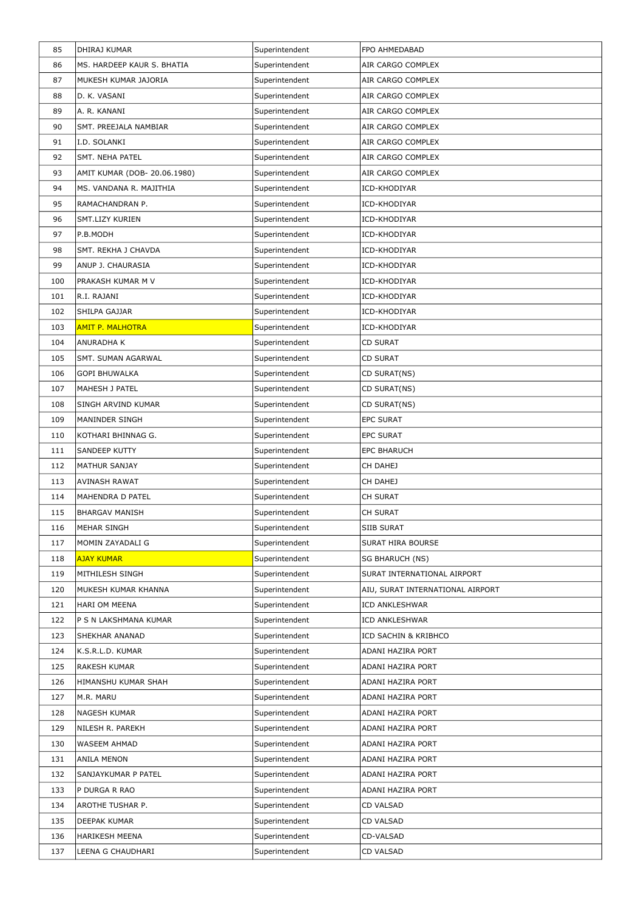| 85 | DHIRAJ KUMAR | Superintendent | FPO AHMEDABAD |
|---|---|---|---|
| 86 | MS. HARDEEP KAUR S. BHATIA | Superintendent | AIR CARGO COMPLEX |
| 87 | MUKESH KUMAR JAJORIA | Superintendent | AIR CARGO COMPLEX |
| 88 | D. K. VASANI | Superintendent | AIR CARGO COMPLEX |
| 89 | A. R. KANANI | Superintendent | AIR CARGO COMPLEX |
| 90 | SMT. PREEJALA NAMBIAR | Superintendent | AIR CARGO COMPLEX |
| 91 | I.D. SOLANKI | Superintendent | AIR CARGO COMPLEX |
| 92 | SMT. NEHA PATEL | Superintendent | AIR CARGO COMPLEX |
| 93 | AMIT KUMAR (DOB- 20.06.1980) | Superintendent | AIR CARGO COMPLEX |
| 94 | MS. VANDANA R. MAJITHIA | Superintendent | ICD-KHODIYAR |
| 95 | RAMACHANDRAN P. | Superintendent | ICD-KHODIYAR |
| 96 | SMT.LIZY KURIEN | Superintendent | ICD-KHODIYAR |
| 97 | P.B.MODH | Superintendent | ICD-KHODIYAR |
| 98 | SMT. REKHA J CHAVDA | Superintendent | ICD-KHODIYAR |
| 99 | ANUP J. CHAURASIA | Superintendent | ICD-KHODIYAR |
| 100 | PRAKASH KUMAR M V | Superintendent | ICD-KHODIYAR |
| 101 | R.I. RAJANI | Superintendent | ICD-KHODIYAR |
| 102 | SHILPA GAJJAR | Superintendent | ICD-KHODIYAR |
| 103 | AMIT P. MALHOTRA | Superintendent | ICD-KHODIYAR |
| 104 | ANURADHA K | Superintendent | CD SURAT |
| 105 | SMT. SUMAN AGARWAL | Superintendent | CD SURAT |
| 106 | GOPI BHUWALKA | Superintendent | CD SURAT(NS) |
| 107 | MAHESH J PATEL | Superintendent | CD SURAT(NS) |
| 108 | SINGH ARVIND KUMAR | Superintendent | CD SURAT(NS) |
| 109 | MANINDER SINGH | Superintendent | EPC SURAT |
| 110 | KOTHARI BHINNAG G. | Superintendent | EPC SURAT |
| 111 | SANDEEP KUTTY | Superintendent | EPC BHARUCH |
| 112 | MATHUR SANJAY | Superintendent | CH DAHEJ |
| 113 | AVINASH RAWAT | Superintendent | CH DAHEJ |
| 114 | MAHENDRA D PATEL | Superintendent | CH SURAT |
| 115 | BHARGAV MANISH | Superintendent | CH SURAT |
| 116 | MEHAR SINGH | Superintendent | SIIB SURAT |
| 117 | MOMIN ZAYADALI G | Superintendent | SURAT HIRA BOURSE |
| 118 | AJAY KUMAR | Superintendent | SG BHARUCH (NS) |
| 119 | MITHILESH SINGH | Superintendent | SURAT INTERNATIONAL AIRPORT |
| 120 | MUKESH KUMAR KHANNA | Superintendent | AIU, SURAT INTERNATIONAL AIRPORT |
| 121 | HARI OM MEENA | Superintendent | ICD ANKLESHWAR |
| 122 | P S N LAKSHMANA KUMAR | Superintendent | ICD ANKLESHWAR |
| 123 | SHEKHAR ANANAD | Superintendent | ICD SACHIN & KRIBHCO |
| 124 | K.S.R.L.D. KUMAR | Superintendent | ADANI HAZIRA PORT |
| 125 | RAKESH KUMAR | Superintendent | ADANI HAZIRA PORT |
| 126 | HIMANSHU KUMAR SHAH | Superintendent | ADANI HAZIRA PORT |
| 127 | M.R. MARU | Superintendent | ADANI HAZIRA PORT |
| 128 | NAGESH KUMAR | Superintendent | ADANI HAZIRA PORT |
| 129 | NILESH R. PAREKH | Superintendent | ADANI HAZIRA PORT |
| 130 | WASEEM AHMAD | Superintendent | ADANI HAZIRA PORT |
| 131 | ANILA MENON | Superintendent | ADANI HAZIRA PORT |
| 132 | SANJAYKUMAR P PATEL | Superintendent | ADANI HAZIRA PORT |
| 133 | P DURGA R RAO | Superintendent | ADANI HAZIRA PORT |
| 134 | AROTHE TUSHAR P. | Superintendent | CD VALSAD |
| 135 | DEEPAK KUMAR | Superintendent | CD VALSAD |
| 136 | HARIKESH MEENA | Superintendent | CD-VALSAD |
| 137 | LEENA G CHAUDHARI | Superintendent | CD VALSAD |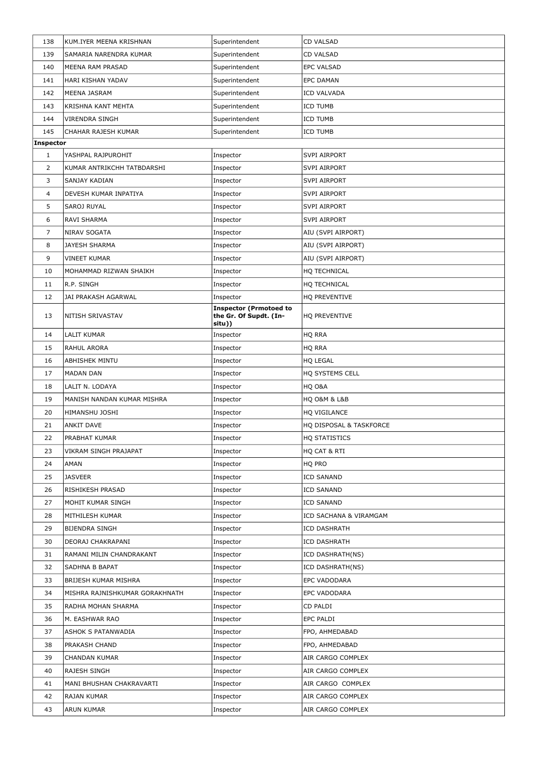| 138 | KUM.IYER MEENA KRISHNAN | Superintendent | CD VALSAD |
|---|---|---|---|
| 139 | SAMARIA NARENDRA KUMAR | Superintendent | CD VALSAD |
| 140 | MEENA RAM PRASAD | Superintendent | EPC VALSAD |
| 141 | HARI KISHAN YADAV | Superintendent | EPC DAMAN |
| 142 | MEENA JASRAM | Superintendent | ICD VALVADA |
| 143 | KRISHNA KANT MEHTA | Superintendent | ICD TUMB |
| 144 | VIRENDRA SINGH | Superintendent | ICD TUMB |
| 145 | CHAHAR RAJESH KUMAR | Superintendent | ICD TUMB |
| **Inspector** | | | |
| 1 | YASHPAL RAJPUROHIT | Inspector | SVPI AIRPORT |
| 2 | KUMAR ANTRIKCHH TATBDARSHI | Inspector | SVPI AIRPORT |
| 3 | SANJAY KADIAN | Inspector | SVPI AIRPORT |
| 4 | DEVESH KUMAR INPATIYA | Inspector | SVPI AIRPORT |
| 5 | SAROJ RUYAL | Inspector | SVPI AIRPORT |
| 6 | RAVI SHARMA | Inspector | SVPI AIRPORT |
| 7 | NIRAV SOGATA | Inspector | AIU (SVPI AIRPORT) |
| 8 | JAYESH SHARMA | Inspector | AIU (SVPI AIRPORT) |
| 9 | VINEET KUMAR | Inspector | AIU (SVPI AIRPORT) |
| 10 | MOHAMMAD RIZWAN SHAIKH | Inspector | HQ TECHNICAL |
| 11 | R.P. SINGH | Inspector | HQ TECHNICAL |
| 12 | JAI PRAKASH AGARWAL | Inspector | HQ PREVENTIVE |
| 13 | NITISH SRIVASTAV | **Inspector (Prmotoed to the Gr. Of Supdt. (In-situ))** | HQ PREVENTIVE |
| 14 | LALIT KUMAR | Inspector | HQ RRA |
| 15 | RAHUL ARORA | Inspector | HQ RRA |
| 16 | ABHISHEK MINTU | Inspector | HQ LEGAL |
| 17 | MADAN DAN | Inspector | HQ SYSTEMS CELL |
| 18 | LALIT N. LODAYA | Inspector | HQ O&A |
| 19 | MANISH NANDAN KUMAR MISHRA | Inspector | HQ O&M & L&B |
| 20 | HIMANSHU JOSHI | Inspector | HQ VIGILANCE |
| 21 | ANKIT DAVE | Inspector | HQ DISPOSAL & TASKFORCE |
| 22 | PRABHAT KUMAR | Inspector | HQ STATISTICS |
| 23 | VIKRAM SINGH PRAJAPAT | Inspector | HQ CAT & RTI |
| 24 | AMAN | Inspector | HQ PRO |
| 25 | JASVEER | Inspector | ICD SANAND |
| 26 | RISHIKESH PRASAD | Inspector | ICD SANAND |
| 27 | MOHIT KUMAR SINGH | Inspector | ICD SANAND |
| 28 | MITHILESH KUMAR | Inspector | ICD SACHANA & VIRAMGAM |
| 29 | BIJENDRA SINGH | Inspector | ICD DASHRATH |
| 30 | DEORAJ CHAKRAPANI | Inspector | ICD DASHRATH |
| 31 | RAMANI MILIN CHANDRAKANT | Inspector | ICD DASHRATH(NS) |
| 32 | SADHNA B BAPAT | Inspector | ICD DASHRATH(NS) |
| 33 | BRIJESH KUMAR MISHRA | Inspector | EPC VADODARA |
| 34 | MISHRA RAJNISHKUMAR GORAKHNATH | Inspector | EPC VADODARA |
| 35 | RADHA MOHAN SHARMA | Inspector | CD PALDI |
| 36 | M. EASHWAR RAO | Inspector | EPC PALDI |
| 37 | ASHOK S PATANWADIA | Inspector | FPO, AHMEDABAD |
| 38 | PRAKASH CHAND | Inspector | FPO, AHMEDABAD |
| 39 | CHANDAN KUMAR | Inspector | AIR CARGO COMPLEX |
| 40 | RAJESH SINGH | Inspector | AIR CARGO COMPLEX |
| 41 | MANI BHUSHAN CHAKRAVARTI | Inspector | AIR CARGO COMPLEX |
| 42 | RAJAN KUMAR | Inspector | AIR CARGO COMPLEX |
| 43 | ARUN KUMAR | Inspector | AIR CARGO COMPLEX |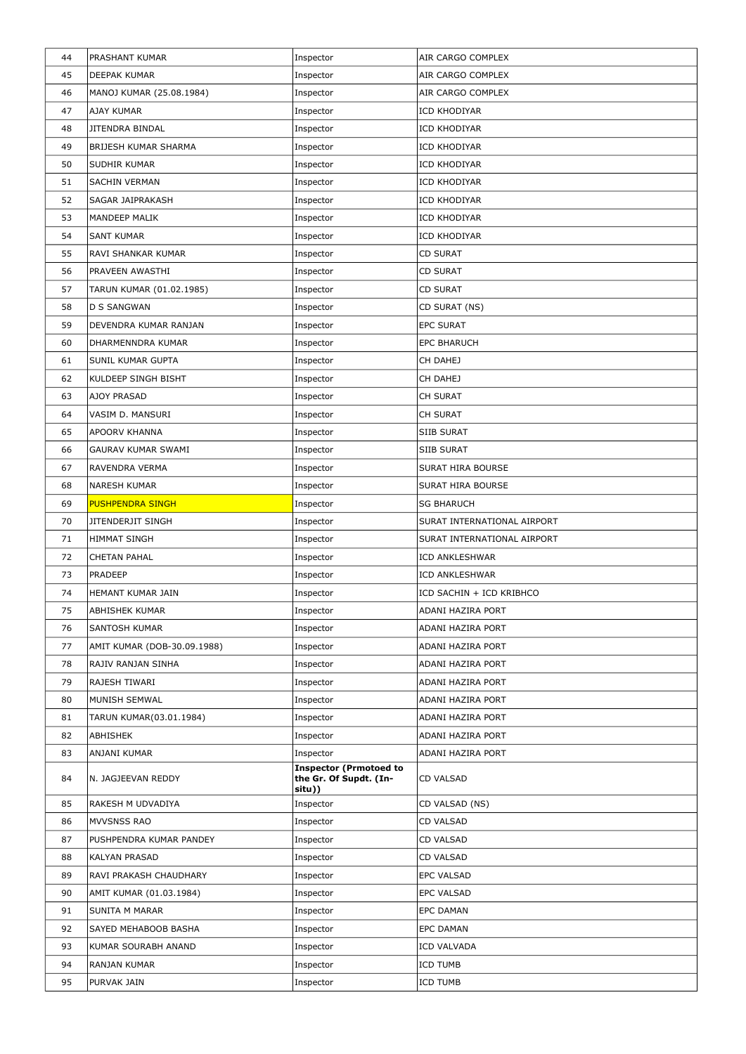| 44 | PRASHANT KUMAR | Inspector | AIR CARGO COMPLEX |
|---|---|---|---|
| 45 | DEEPAK KUMAR | Inspector | AIR CARGO COMPLEX |
| 46 | MANOJ KUMAR (25.08.1984) | Inspector | AIR CARGO COMPLEX |
| 47 | AJAY KUMAR | Inspector | ICD KHODIYAR |
| 48 | JITENDRA BINDAL | Inspector | ICD KHODIYAR |
| 49 | BRIJESH KUMAR SHARMA | Inspector | ICD KHODIYAR |
| 50 | SUDHIR KUMAR | Inspector | ICD KHODIYAR |
| 51 | SACHIN VERMAN | Inspector | ICD KHODIYAR |
| 52 | SAGAR JAIPRAKASH | Inspector | ICD KHODIYAR |
| 53 | MANDEEP MALIK | Inspector | ICD KHODIYAR |
| 54 | SANT KUMAR | Inspector | ICD KHODIYAR |
| 55 | RAVI SHANKAR KUMAR | Inspector | CD SURAT |
| 56 | PRAVEEN AWASTHI | Inspector | CD SURAT |
| 57 | TARUN KUMAR (01.02.1985) | Inspector | CD SURAT |
| 58 | D S SANGWAN | Inspector | CD SURAT (NS) |
| 59 | DEVENDRA KUMAR RANJAN | Inspector | EPC SURAT |
| 60 | DHARMENNDRA KUMAR | Inspector | EPC BHARUCH |
| 61 | SUNIL KUMAR GUPTA | Inspector | CH DAHEJ |
| 62 | KULDEEP SINGH BISHT | Inspector | CH DAHEJ |
| 63 | AJOY PRASAD | Inspector | CH SURAT |
| 64 | VASIM D. MANSURI | Inspector | CH SURAT |
| 65 | APOORV KHANNA | Inspector | SIIB SURAT |
| 66 | GAURAV KUMAR SWAMI | Inspector | SIIB SURAT |
| 67 | RAVENDRA VERMA | Inspector | SURAT HIRA BOURSE |
| 68 | NARESH KUMAR | Inspector | SURAT HIRA BOURSE |
| 69 | PUSHPENDRA SINGH | Inspector | SG BHARUCH |
| 70 | JITENDERJIT SINGH | Inspector | SURAT INTERNATIONAL AIRPORT |
| 71 | HIMMAT SINGH | Inspector | SURAT INTERNATIONAL AIRPORT |
| 72 | CHETAN PAHAL | Inspector | ICD ANKLESHWAR |
| 73 | PRADEEP | Inspector | ICD ANKLESHWAR |
| 74 | HEMANT KUMAR JAIN | Inspector | ICD SACHIN + ICD KRIBHCO |
| 75 | ABHISHEK KUMAR | Inspector | ADANI HAZIRA PORT |
| 76 | SANTOSH KUMAR | Inspector | ADANI HAZIRA PORT |
| 77 | AMIT KUMAR (DOB-30.09.1988) | Inspector | ADANI HAZIRA PORT |
| 78 | RAJIV RANJAN SINHA | Inspector | ADANI HAZIRA PORT |
| 79 | RAJESH TIWARI | Inspector | ADANI HAZIRA PORT |
| 80 | MUNISH SEMWAL | Inspector | ADANI HAZIRA PORT |
| 81 | TARUN KUMAR(03.01.1984) | Inspector | ADANI HAZIRA PORT |
| 82 | ABHISHEK | Inspector | ADANI HAZIRA PORT |
| 83 | ANJANI KUMAR | Inspector | ADANI HAZIRA PORT |
| 84 | N. JAGJEEVAN REDDY | **Inspector (Prmotoed to the Gr. Of Supdt. (In-situ))** | CD VALSAD |
| 85 | RAKESH M UDVADIYA | Inspector | CD VALSAD (NS) |
| 86 | MVVSNSS RAO | Inspector | CD VALSAD |
| 87 | PUSHPENDRA KUMAR PANDEY | Inspector | CD VALSAD |
| 88 | KALYAN PRASAD | Inspector | CD VALSAD |
| 89 | RAVI PRAKASH CHAUDHARY | Inspector | EPC VALSAD |
| 90 | AMIT KUMAR (01.03.1984) | Inspector | EPC VALSAD |
| 91 | SUNITA M MARAR | Inspector | EPC DAMAN |
| 92 | SAYED MEHABOOB BASHA | Inspector | EPC DAMAN |
| 93 | KUMAR SOURABH ANAND | Inspector | ICD VALVADA |
| 94 | RANJAN KUMAR | Inspector | ICD TUMB |
| 95 | PURVAK JAIN | Inspector | ICD TUMB |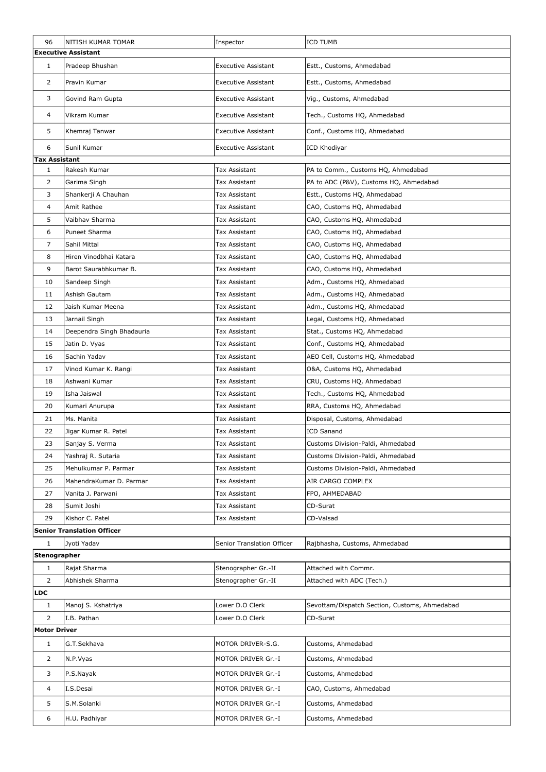| | | | |
|---|---|---|---|
| 96 | NITISH KUMAR TOMAR | Inspector | ICD TUMB |
| **Executive Assistant** | | | |
| 1 | Pradeep Bhushan | Executive Assistant | Estt., Customs, Ahmedabad |
| 2 | Pravin Kumar | Executive Assistant | Estt., Customs, Ahmedabad |
| 3 | Govind Ram Gupta | Executive Assistant | Vig., Customs, Ahmedabad |
| 4 | Vikram Kumar | Executive Assistant | Tech., Customs HQ, Ahmedabad |
| 5 | Khemraj Tanwar | Executive Assistant | Conf., Customs HQ, Ahmedabad |
| 6 | Sunil Kumar | Executive Assistant | ICD Khodiyar |
| **Tax Assistant** | | | |
| 1 | Rakesh Kumar | Tax Assistant | PA to Comm., Customs HQ, Ahmedabad |
| 2 | Garima Singh | Tax Assistant | PA to ADC (P&V), Customs HQ, Ahmedabad |
| 3 | Shankerji A Chauhan | Tax Assistant | Estt., Customs HQ, Ahmedabad |
| 4 | Amit Rathee | Tax Assistant | CAO, Customs HQ, Ahmedabad |
| 5 | Vaibhav Sharma | Tax Assistant | CAO, Customs HQ, Ahmedabad |
| 6 | Puneet Sharma | Tax Assistant | CAO, Customs HQ, Ahmedabad |
| 7 | Sahil Mittal | Tax Assistant | CAO, Customs HQ, Ahmedabad |
| 8 | Hiren Vinodbhai Katara | Tax Assistant | CAO, Customs HQ, Ahmedabad |
| 9 | Barot Saurabhkumar B. | Tax Assistant | CAO, Customs HQ, Ahmedabad |
| 10 | Sandeep Singh | Tax Assistant | Adm., Customs HQ, Ahmedabad |
| 11 | Ashish Gautam | Tax Assistant | Adm., Customs HQ, Ahmedabad |
| 12 | Jaish Kumar Meena | Tax Assistant | Adm., Customs HQ, Ahmedabad |
| 13 | Jarnail Singh | Tax Assistant | Legal, Customs HQ, Ahmedabad |
| 14 | Deependra Singh Bhadauria | Tax Assistant | Stat., Customs HQ, Ahmedabad |
| 15 | Jatin D. Vyas | Tax Assistant | Conf., Customs HQ, Ahmedabad |
| 16 | Sachin Yadav | Tax Assistant | AEO Cell, Customs HQ, Ahmedabad |
| 17 | Vinod Kumar K. Rangi | Tax Assistant | O&A, Customs HQ, Ahmedabad |
| 18 | Ashwani Kumar | Tax Assistant | CRU, Customs HQ, Ahmedabad |
| 19 | Isha Jaiswal | Tax Assistant | Tech., Customs HQ, Ahmedabad |
| 20 | Kumari Anurupa | Tax Assistant | RRA, Customs HQ, Ahmedabad |
| 21 | Ms. Manita | Tax Assistant | Disposal, Customs, Ahmedabad |
| 22 | Jigar Kumar R. Patel | Tax Assistant | ICD Sanand |
| 23 | Sanjay S. Verma | Tax Assistant | Customs Division-Paldi, Ahmedabad |
| 24 | Yashraj R. Sutaria | Tax Assistant | Customs Division-Paldi, Ahmedabad |
| 25 | Mehulkumar P. Parmar | Tax Assistant | Customs Division-Paldi, Ahmedabad |
| 26 | MahendraKumar D. Parmar | Tax Assistant | AIR CARGO COMPLEX |
| 27 | Vanita J. Parwani | Tax Assistant | FPO, AHMEDABAD |
| 28 | Sumit Joshi | Tax Assistant | CD-Surat |
| 29 | Kishor C. Patel | Tax Assistant | CD-Valsad |
| **Senior Translation Officer** | | | |
| 1 | Jyoti Yadav | Senior Translation Officer | Rajbhasha, Customs, Ahmedabad |
| **Stenographer** | | | |
| 1 | Rajat Sharma | Stenographer Gr.-II | Attached with Commr. |
| 2 | Abhishek Sharma | Stenographer Gr.-II | Attached with ADC (Tech.) |
| **LDC** | | | |
| 1 | Manoj S. Kshatriya | Lower D.O Clerk | Sevottam/Dispatch Section, Customs, Ahmedabad |
| 2 | I.B. Pathan | Lower D.O Clerk | CD-Surat |
| **Motor Driver** | | | |
| 1 | G.T.Sekhava | MOTOR DRIVER-S.G. | Customs, Ahmedabad |
| 2 | N.P.Vyas | MOTOR DRIVER Gr.-I | Customs, Ahmedabad |
| 3 | P.S.Nayak | MOTOR DRIVER Gr.-I | Customs, Ahmedabad |
| 4 | I.S.Desai | MOTOR DRIVER Gr.-I | CAO, Customs, Ahmedabad |
| 5 | S.M.Solanki | MOTOR DRIVER Gr.-I | Customs, Ahmedabad |
| 6 | H.U. Padhiyar | MOTOR DRIVER Gr.-I | Customs, Ahmedabad |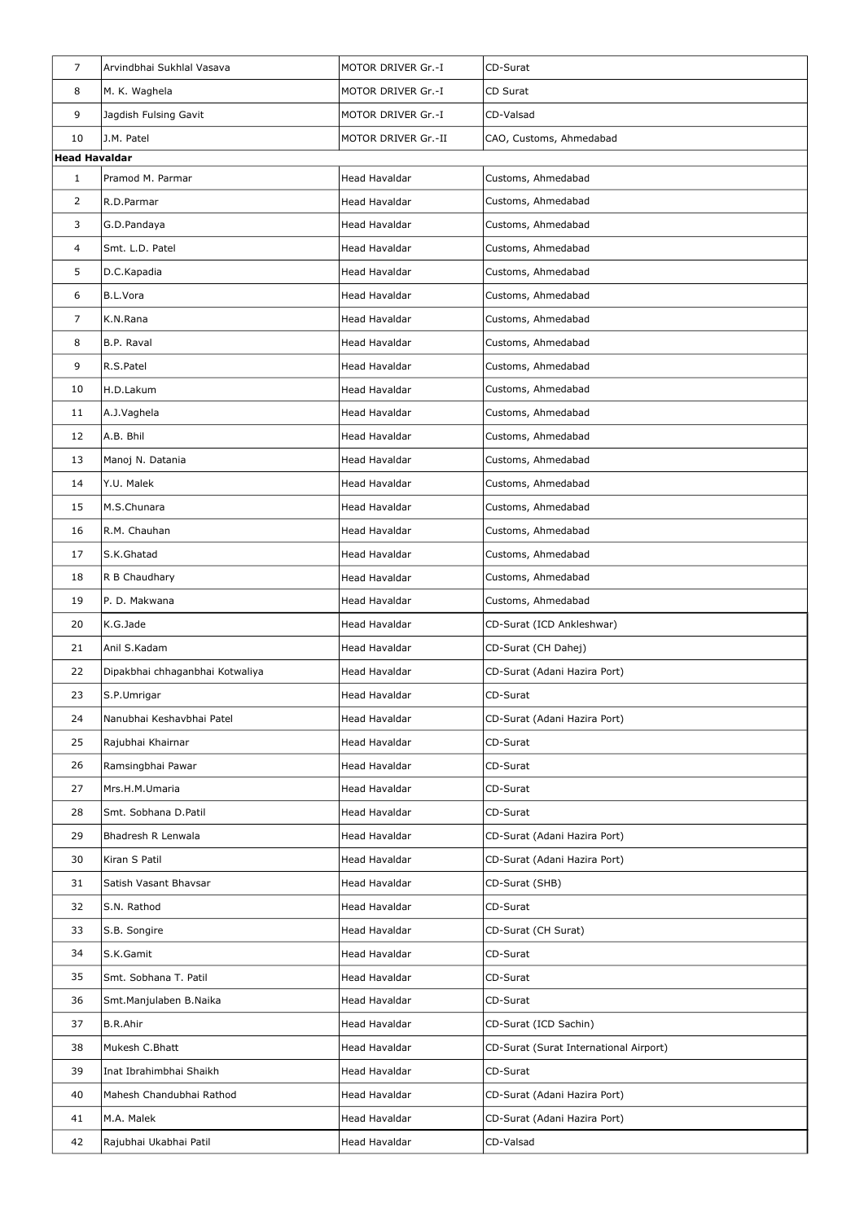| 7 | Arvindbhai Sukhlal Vasava | MOTOR DRIVER Gr.-I | CD-Surat |
|---|---|---|---|
| 8 | M. K. Waghela | MOTOR DRIVER Gr.-I | CD Surat |
| 9 | Jagdish Fulsing Gavit | MOTOR DRIVER Gr.-I | CD-Valsad |
| 10 | J.M. Patel | MOTOR DRIVER Gr.-II | CAO, Customs, Ahmedabad |
| **Head Havaldar** | | | |
| 1 | Pramod M. Parmar | Head Havaldar | Customs, Ahmedabad |
| 2 | R.D.Parmar | Head Havaldar | Customs, Ahmedabad |
| 3 | G.D.Pandaya | Head Havaldar | Customs, Ahmedabad |
| 4 | Smt. L.D. Patel | Head Havaldar | Customs, Ahmedabad |
| 5 | D.C.Kapadia | Head Havaldar | Customs, Ahmedabad |
| 6 | B.L.Vora | Head Havaldar | Customs, Ahmedabad |
| 7 | K.N.Rana | Head Havaldar | Customs, Ahmedabad |
| 8 | B.P. Raval | Head Havaldar | Customs, Ahmedabad |
| 9 | R.S.Patel | Head Havaldar | Customs, Ahmedabad |
| 10 | H.D.Lakum | Head Havaldar | Customs, Ahmedabad |
| 11 | A.J.Vaghela | Head Havaldar | Customs, Ahmedabad |
| 12 | A.B. Bhil | Head Havaldar | Customs, Ahmedabad |
| 13 | Manoj N. Datania | Head Havaldar | Customs, Ahmedabad |
| 14 | Y.U. Malek | Head Havaldar | Customs, Ahmedabad |
| 15 | M.S.Chunara | Head Havaldar | Customs, Ahmedabad |
| 16 | R.M. Chauhan | Head Havaldar | Customs, Ahmedabad |
| 17 | S.K.Ghatad | Head Havaldar | Customs, Ahmedabad |
| 18 | R B Chaudhary | Head Havaldar | Customs, Ahmedabad |
| 19 | P. D. Makwana | Head Havaldar | Customs, Ahmedabad |
| 20 | K.G.Jade | Head Havaldar | CD-Surat (ICD Ankleshwar) |
| 21 | Anil S.Kadam | Head Havaldar | CD-Surat (CH Dahej) |
| 22 | Dipakbhai chhaganbhai Kotwaliya | Head Havaldar | CD-Surat (Adani Hazira Port) |
| 23 | S.P.Umrigar | Head Havaldar | CD-Surat |
| 24 | Nanubhai Keshavbhai Patel | Head Havaldar | CD-Surat (Adani Hazira Port) |
| 25 | Rajubhai Khairnar | Head Havaldar | CD-Surat |
| 26 | Ramsingbhai Pawar | Head Havaldar | CD-Surat |
| 27 | Mrs.H.M.Umaria | Head Havaldar | CD-Surat |
| 28 | Smt. Sobhana D.Patil | Head Havaldar | CD-Surat |
| 29 | Bhadresh R Lenwala | Head Havaldar | CD-Surat (Adani Hazira Port) |
| 30 | Kiran S Patil | Head Havaldar | CD-Surat (Adani Hazira Port) |
| 31 | Satish Vasant Bhavsar | Head Havaldar | CD-Surat (SHB) |
| 32 | S.N. Rathod | Head Havaldar | CD-Surat |
| 33 | S.B. Songire | Head Havaldar | CD-Surat (CH Surat) |
| 34 | S.K.Gamit | Head Havaldar | CD-Surat |
| 35 | Smt. Sobhana T. Patil | Head Havaldar | CD-Surat |
| 36 | Smt.Manjulaben B.Naika | Head Havaldar | CD-Surat |
| 37 | B.R.Ahir | Head Havaldar | CD-Surat (ICD Sachin) |
| 38 | Mukesh C.Bhatt | Head Havaldar | CD-Surat (Surat International Airport) |
| 39 | Inat Ibrahimbhai Shaikh | Head Havaldar | CD-Surat |
| 40 | Mahesh Chandubhai Rathod | Head Havaldar | CD-Surat (Adani Hazira Port) |
| 41 | M.A. Malek | Head Havaldar | CD-Surat (Adani Hazira Port) |
| 42 | Rajubhai Ukabhai Patil | Head Havaldar | CD-Valsad |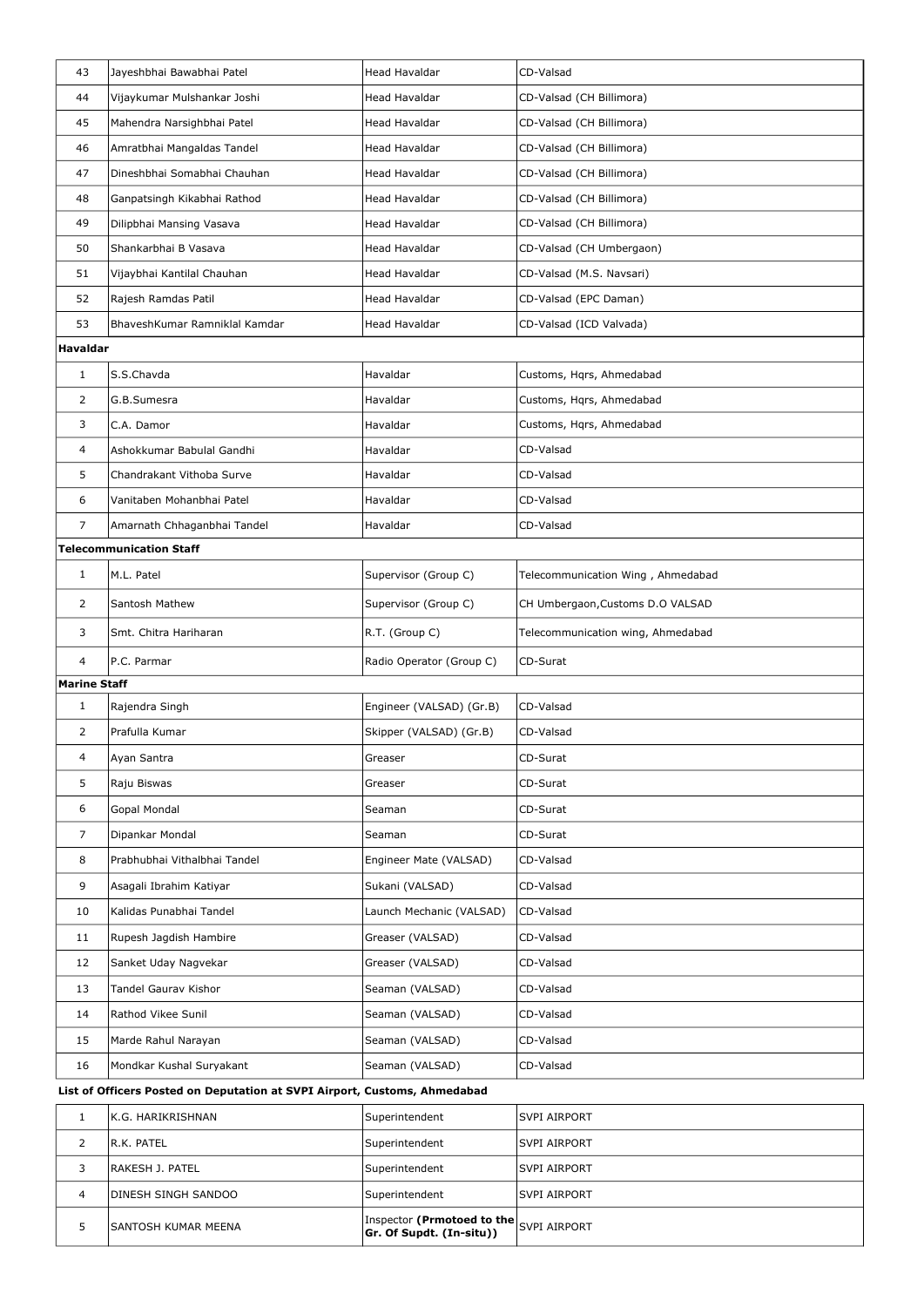| | | | |
|---|---|---|---|
| 43 | Jayeshbhai Bawabhai Patel | Head Havaldar | CD-Valsad |
| 44 | Vijaykumar Mulshankar Joshi | Head Havaldar | CD-Valsad (CH Billimora) |
| 45 | Mahendra Narsighbhai Patel | Head Havaldar | CD-Valsad (CH Billimora) |
| 46 | Amratbhai Mangaldas Tandel | Head Havaldar | CD-Valsad (CH Billimora) |
| 47 | Dineshbhai Somabhai Chauhan | Head Havaldar | CD-Valsad (CH Billimora) |
| 48 | Ganpatsingh Kikabhai Rathod | Head Havaldar | CD-Valsad (CH Billimora) |
| 49 | Dilipbhai Mansing Vasava | Head Havaldar | CD-Valsad (CH Billimora) |
| 50 | Shankarbhai B Vasava | Head Havaldar | CD-Valsad (CH Umbergaon) |
| 51 | Vijaybhai Kantilal Chauhan | Head Havaldar | CD-Valsad (M.S. Navsari) |
| 52 | Rajesh Ramdas Patil | Head Havaldar | CD-Valsad (EPC Daman) |
| 53 | BhaveshKumar Ramniklal Kamdar | Head Havaldar | CD-Valsad (ICD Valvada) |
| **Havaldar** | | | |
| 1 | S.S.Chavda | Havaldar | Customs, Hqrs, Ahmedabad |
| 2 | G.B.Sumesra | Havaldar | Customs, Hqrs, Ahmedabad |
| 3 | C.A. Damor | Havaldar | Customs, Hqrs, Ahmedabad |
| 4 | Ashokkumar Babulal Gandhi | Havaldar | CD-Valsad |
| 5 | Chandrakant Vithoba Surve | Havaldar | CD-Valsad |
| 6 | Vanitaben Mohanbhai Patel | Havaldar | CD-Valsad |
| 7 | Amarnath Chhaganbhai Tandel | Havaldar | CD-Valsad |
| **Telecommunication Staff** | | | |
| 1 | M.L. Patel | Supervisor (Group C) | Telecommunication Wing , Ahmedabad |
| 2 | Santosh Mathew | Supervisor (Group C) | CH Umbergaon,Customs D.O VALSAD |
| 3 | Smt. Chitra Hariharan | R.T. (Group C) | Telecommunication wing, Ahmedabad |
| 4 | P.C. Parmar | Radio Operator (Group C) | CD-Surat |
| **Marine Staff** | | | |
| 1 | Rajendra Singh | Engineer (VALSAD) (Gr.B) | CD-Valsad |
| 2 | Prafulla Kumar | Skipper (VALSAD) (Gr.B) | CD-Valsad |
| 4 | Ayan Santra | Greaser | CD-Surat |
| 5 | Raju Biswas | Greaser | CD-Surat |
| 6 | Gopal Mondal | Seaman | CD-Surat |
| 7 | Dipankar Mondal | Seaman | CD-Surat |
| 8 | Prabhubhai Vithalbhai Tandel | Engineer Mate (VALSAD) | CD-Valsad |
| 9 | Asagali Ibrahim Katiyar | Sukani (VALSAD) | CD-Valsad |
| 10 | Kalidas Punabhai Tandel | Launch Mechanic (VALSAD) | CD-Valsad |
| 11 | Rupesh Jagdish Hambire | Greaser (VALSAD) | CD-Valsad |
| 12 | Sanket Uday Nagvekar | Greaser (VALSAD) | CD-Valsad |
| 13 | Tandel Gaurav Kishor | Seaman (VALSAD) | CD-Valsad |
| 14 | Rathod Vikee Sunil | Seaman (VALSAD) | CD-Valsad |
| 15 | Marde Rahul Narayan | Seaman (VALSAD) | CD-Valsad |
| 16 | Mondkar Kushal Suryakant | Seaman (VALSAD) | CD-Valsad |

**List of Officers Posted on Deputation at SVPI Airport, Customs, Ahmedabad**

| | | | |
|---|---|---|---|
| 1 | K.G. HARIKRISHNAN | Superintendent | SVPI AIRPORT |
| 2 | R.K. PATEL | Superintendent | SVPI AIRPORT |
| 3 | RAKESH J. PATEL | Superintendent | SVPI AIRPORT |
| 4 | DINESH SINGH SANDOO | Superintendent | SVPI AIRPORT |
| 5 | SANTOSH KUMAR MEENA | Inspector **(Prmotoed to the Gr. Of Supdt. (In-situ))** | SVPI AIRPORT |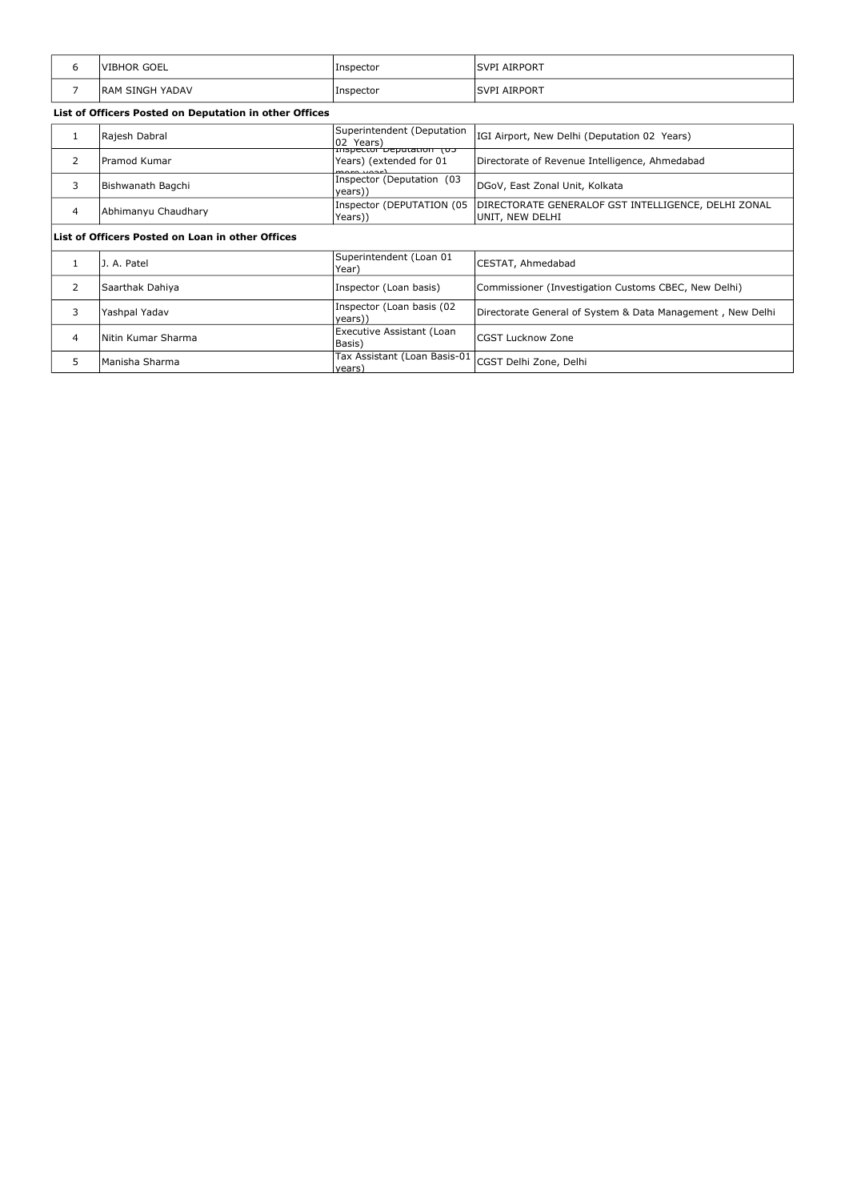| | | | |
|---|---|---|---|
| 6 | VIBHOR GOEL | Inspector | SVPI AIRPORT |
| 7 | RAM SINGH YADAV | Inspector | SVPI AIRPORT |

**List of Officers Posted on Deputation in other Offices**

| | | | |
|---|---|---|---|
| 1 | Rajesh Dabral | Superintendent (Deputation 02 Years) | IGI Airport, New Delhi (Deputation 02 Years) |
| 2 | Pramod Kumar | Inspector Deputation (03 Years) (extended for 01 more year) | Directorate of Revenue Intelligence, Ahmedabad |
| 3 | Bishwanath Bagchi | Inspector (Deputation (03 years)) | DGoV, East Zonal Unit, Kolkata |
| 4 | Abhimanyu Chaudhary | Inspector (DEPUTATION (05 Years)) | DIRECTORATE GENERALOF GST INTELLIGENCE, DELHI ZONAL UNIT, NEW DELHI |

**List of Officers Posted on Loan in other Offices**

| | | | |
|---|---|---|---|
| 1 | J. A. Patel | Superintendent (Loan 01 Year) | CESTAT, Ahmedabad |
| 2 | Saarthak Dahiya | Inspector (Loan basis) | Commissioner (Investigation Customs CBEC, New Delhi) |
| 3 | Yashpal Yadav | Inspector (Loan basis (02 years)) | Directorate General of System & Data Management , New Delhi |
| 4 | Nitin Kumar Sharma | Executive Assistant (Loan Basis) | CGST Lucknow Zone |
| 5 | Manisha Sharma | Tax Assistant (Loan Basis-01 years) | CGST Delhi Zone, Delhi |